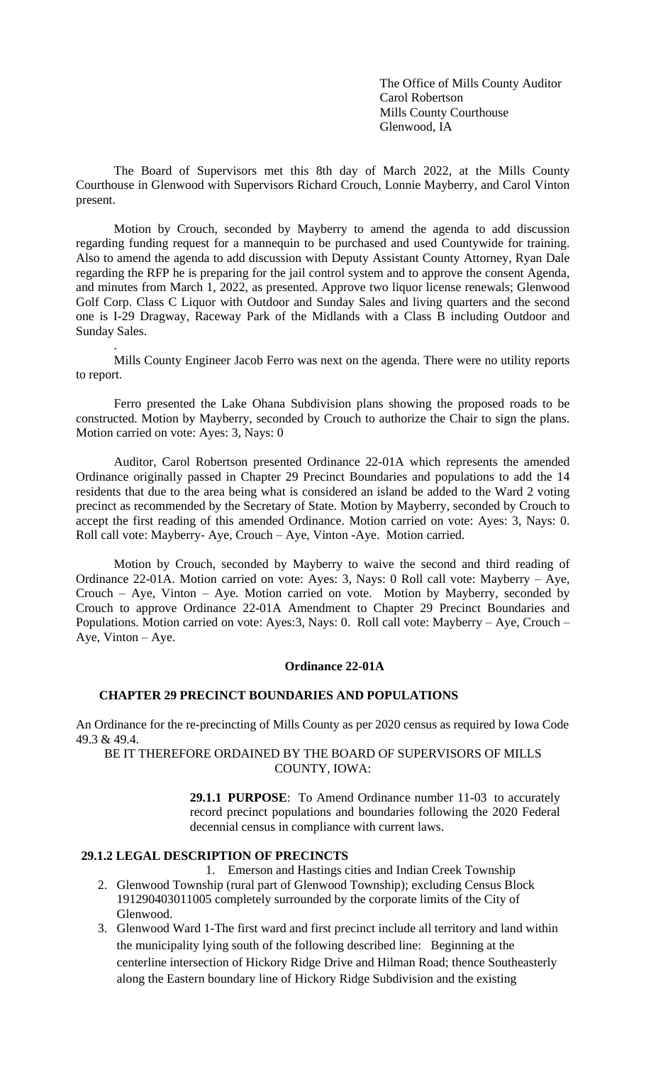The Office of Mills County Auditor
Carol Robertson
Mills County Courthouse
Glenwood, IA

The Board of Supervisors met this 8th day of March 2022, at the Mills County Courthouse in Glenwood with Supervisors Richard Crouch, Lonnie Mayberry, and Carol Vinton present.

Motion by Crouch, seconded by Mayberry to amend the agenda to add discussion regarding funding request for a mannequin to be purchased and used Countywide for training. Also to amend the agenda to add discussion with Deputy Assistant County Attorney, Ryan Dale regarding the RFP he is preparing for the jail control system and to approve the consent Agenda, and minutes from March 1, 2022, as presented. Approve two liquor license renewals; Glenwood Golf Corp. Class C Liquor with Outdoor and Sunday Sales and living quarters and the second one is I-29 Dragway, Raceway Park of the Midlands with a Class B including Outdoor and Sunday Sales.

.

Mills County Engineer Jacob Ferro was next on the agenda. There were no utility reports to report.

Ferro presented the Lake Ohana Subdivision plans showing the proposed roads to be constructed. Motion by Mayberry, seconded by Crouch to authorize the Chair to sign the plans. Motion carried on vote: Ayes: 3, Nays: 0

Auditor, Carol Robertson presented Ordinance 22-01A which represents the amended Ordinance originally passed in Chapter 29 Precinct Boundaries and populations to add the 14 residents that due to the area being what is considered an island be added to the Ward 2 voting precinct as recommended by the Secretary of State. Motion by Mayberry, seconded by Crouch to accept the first reading of this amended Ordinance. Motion carried on vote: Ayes: 3, Nays: 0. Roll call vote: Mayberry- Aye, Crouch – Aye, Vinton -Aye. Motion carried.

Motion by Crouch, seconded by Mayberry to waive the second and third reading of Ordinance 22-01A. Motion carried on vote: Ayes: 3, Nays: 0 Roll call vote: Mayberry – Aye, Crouch – Aye, Vinton – Aye. Motion carried on vote. Motion by Mayberry, seconded by Crouch to approve Ordinance 22-01A Amendment to Chapter 29 Precinct Boundaries and Populations. Motion carried on vote: Ayes:3, Nays: 0. Roll call vote: Mayberry – Aye, Crouch – Aye, Vinton – Aye.

**Ordinance 22-01A**

**CHAPTER 29 PRECINCT BOUNDARIES AND POPULATIONS**

An Ordinance for the re-precincting of Mills County as per 2020 census as required by Iowa Code 49.3 & 49.4.

BE IT THEREFORE ORDAINED BY THE BOARD OF SUPERVISORS OF MILLS COUNTY, IOWA:

**29.1.1 PURPOSE**: To Amend Ordinance number 11-03 to accurately record precinct populations and boundaries following the 2020 Federal decennial census in compliance with current laws.

**29.1.2 LEGAL DESCRIPTION OF PRECINCTS**

1. Emerson and Hastings cities and Indian Creek Township
2. Glenwood Township (rural part of Glenwood Township); excluding Census Block 191290403011005 completely surrounded by the corporate limits of the City of Glenwood.
3. Glenwood Ward 1-The first ward and first precinct include all territory and land within the municipality lying south of the following described line: Beginning at the centerline intersection of Hickory Ridge Drive and Hilman Road; thence Southeasterly along the Eastern boundary line of Hickory Ridge Subdivision and the existing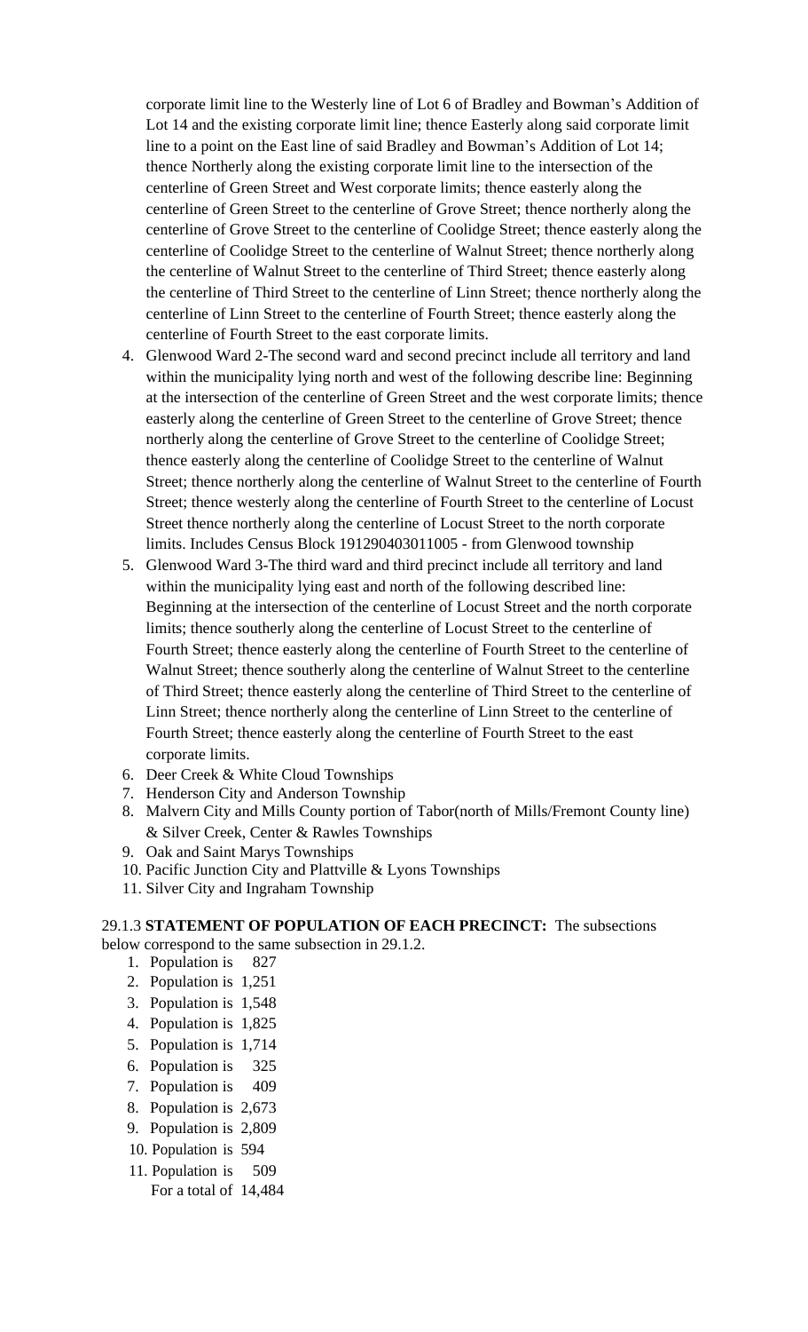corporate limit line to the Westerly line of Lot 6 of Bradley and Bowman's Addition of Lot 14 and the existing corporate limit line; thence Easterly along said corporate limit line to a point on the East line of said Bradley and Bowman's Addition of Lot 14; thence Northerly along the existing corporate limit line to the intersection of the centerline of Green Street and West corporate limits; thence easterly along the centerline of Green Street to the centerline of Grove Street; thence northerly along the centerline of Grove Street to the centerline of Coolidge Street; thence easterly along the centerline of Coolidge Street to the centerline of Walnut Street; thence northerly along the centerline of Walnut Street to the centerline of Third Street; thence easterly along the centerline of Third Street to the centerline of Linn Street; thence northerly along the centerline of Linn Street to the centerline of Fourth Street; thence easterly along the centerline of Fourth Street to the east corporate limits.

4. Glenwood Ward 2-The second ward and second precinct include all territory and land within the municipality lying north and west of the following describe line: Beginning at the intersection of the centerline of Green Street and the west corporate limits; thence easterly along the centerline of Green Street to the centerline of Grove Street; thence northerly along the centerline of Grove Street to the centerline of Coolidge Street; thence easterly along the centerline of Coolidge Street to the centerline of Walnut Street; thence northerly along the centerline of Walnut Street to the centerline of Fourth Street; thence westerly along the centerline of Fourth Street to the centerline of Locust Street thence northerly along the centerline of Locust Street to the north corporate limits. Includes Census Block 191290403011005 - from Glenwood township
5. Glenwood Ward 3-The third ward and third precinct include all territory and land within the municipality lying east and north of the following described line: Beginning at the intersection of the centerline of Locust Street and the north corporate limits; thence southerly along the centerline of Locust Street to the centerline of Fourth Street; thence easterly along the centerline of Fourth Street to the centerline of Walnut Street; thence southerly along the centerline of Walnut Street to the centerline of Third Street; thence easterly along the centerline of Third Street to the centerline of Linn Street; thence northerly along the centerline of Linn Street to the centerline of Fourth Street; thence easterly along the centerline of Fourth Street to the east corporate limits.
6. Deer Creek & White Cloud Townships
7. Henderson City and Anderson Township
8. Malvern City and Mills County portion of Tabor(north of Mills/Fremont County line) & Silver Creek, Center & Rawles Townships
9. Oak and Saint Marys Townships
10. Pacific Junction City and Plattville & Lyons Townships
11. Silver City and Ingraham Township

29.1.3 **STATEMENT OF POPULATION OF EACH PRECINCT:** The subsections below correspond to the same subsection in 29.1.2.

1. Population is 827
2. Population is 1,251
3. Population is 1,548
4. Population is 1,825
5. Population is 1,714
6. Population is 325
7. Population is 409
8. Population is 2,673
9. Population is 2,809
10. Population is 594
11. Population is 509

For a total of 14,484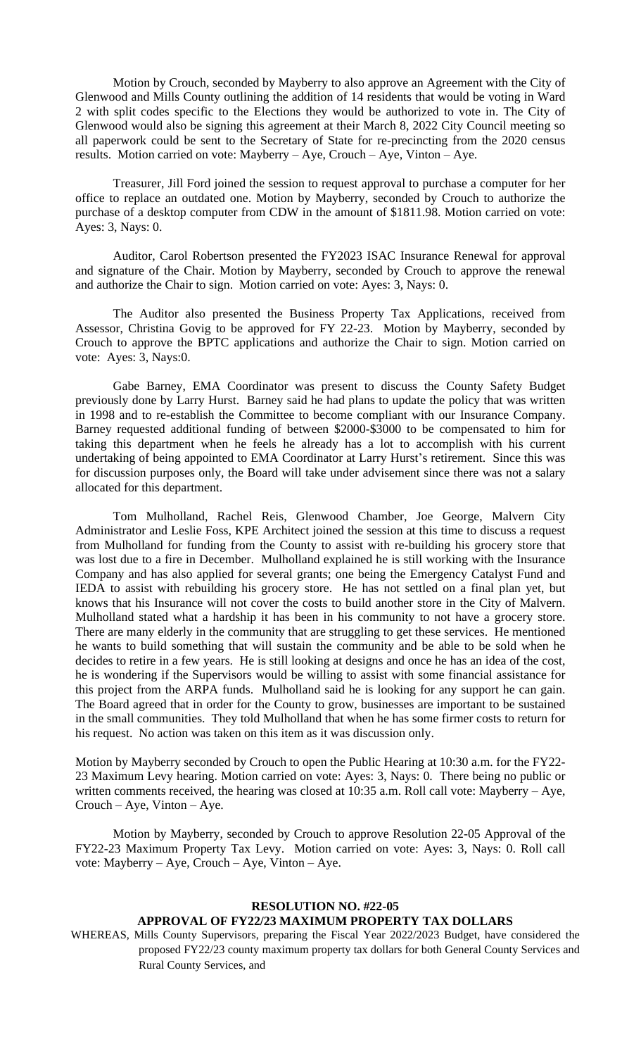Motion by Crouch, seconded by Mayberry to also approve an Agreement with the City of Glenwood and Mills County outlining the addition of 14 residents that would be voting in Ward 2 with split codes specific to the Elections they would be authorized to vote in. The City of Glenwood would also be signing this agreement at their March 8, 2022 City Council meeting so all paperwork could be sent to the Secretary of State for re-precincting from the 2020 census results. Motion carried on vote: Mayberry – Aye, Crouch – Aye, Vinton – Aye.

Treasurer, Jill Ford joined the session to request approval to purchase a computer for her office to replace an outdated one. Motion by Mayberry, seconded by Crouch to authorize the purchase of a desktop computer from CDW in the amount of $1811.98. Motion carried on vote: Ayes: 3, Nays: 0.

Auditor, Carol Robertson presented the FY2023 ISAC Insurance Renewal for approval and signature of the Chair. Motion by Mayberry, seconded by Crouch to approve the renewal and authorize the Chair to sign. Motion carried on vote: Ayes: 3, Nays: 0.

The Auditor also presented the Business Property Tax Applications, received from Assessor, Christina Govig to be approved for FY 22-23. Motion by Mayberry, seconded by Crouch to approve the BPTC applications and authorize the Chair to sign. Motion carried on vote: Ayes: 3, Nays:0.

Gabe Barney, EMA Coordinator was present to discuss the County Safety Budget previously done by Larry Hurst. Barney said he had plans to update the policy that was written in 1998 and to re-establish the Committee to become compliant with our Insurance Company. Barney requested additional funding of between $2000-$3000 to be compensated to him for taking this department when he feels he already has a lot to accomplish with his current undertaking of being appointed to EMA Coordinator at Larry Hurst's retirement. Since this was for discussion purposes only, the Board will take under advisement since there was not a salary allocated for this department.

Tom Mulholland, Rachel Reis, Glenwood Chamber, Joe George, Malvern City Administrator and Leslie Foss, KPE Architect joined the session at this time to discuss a request from Mulholland for funding from the County to assist with re-building his grocery store that was lost due to a fire in December. Mulholland explained he is still working with the Insurance Company and has also applied for several grants; one being the Emergency Catalyst Fund and IEDA to assist with rebuilding his grocery store. He has not settled on a final plan yet, but knows that his Insurance will not cover the costs to build another store in the City of Malvern. Mulholland stated what a hardship it has been in his community to not have a grocery store. There are many elderly in the community that are struggling to get these services. He mentioned he wants to build something that will sustain the community and be able to be sold when he decides to retire in a few years. He is still looking at designs and once he has an idea of the cost, he is wondering if the Supervisors would be willing to assist with some financial assistance for this project from the ARPA funds. Mulholland said he is looking for any support he can gain. The Board agreed that in order for the County to grow, businesses are important to be sustained in the small communities. They told Mulholland that when he has some firmer costs to return for his request. No action was taken on this item as it was discussion only.

Motion by Mayberry seconded by Crouch to open the Public Hearing at 10:30 a.m. for the FY22-23 Maximum Levy hearing. Motion carried on vote: Ayes: 3, Nays: 0. There being no public or written comments received, the hearing was closed at 10:35 a.m. Roll call vote: Mayberry – Aye, Crouch – Aye, Vinton – Aye.

Motion by Mayberry, seconded by Crouch to approve Resolution 22-05 Approval of the FY22-23 Maximum Property Tax Levy. Motion carried on vote: Ayes: 3, Nays: 0. Roll call vote: Mayberry – Aye, Crouch – Aye, Vinton – Aye.

**RESOLUTION NO. #22-05**

**APPROVAL OF FY22/23 MAXIMUM PROPERTY TAX DOLLARS**

WHEREAS, Mills County Supervisors, preparing the Fiscal Year 2022/2023 Budget, have considered the proposed FY22/23 county maximum property tax dollars for both General County Services and Rural County Services, and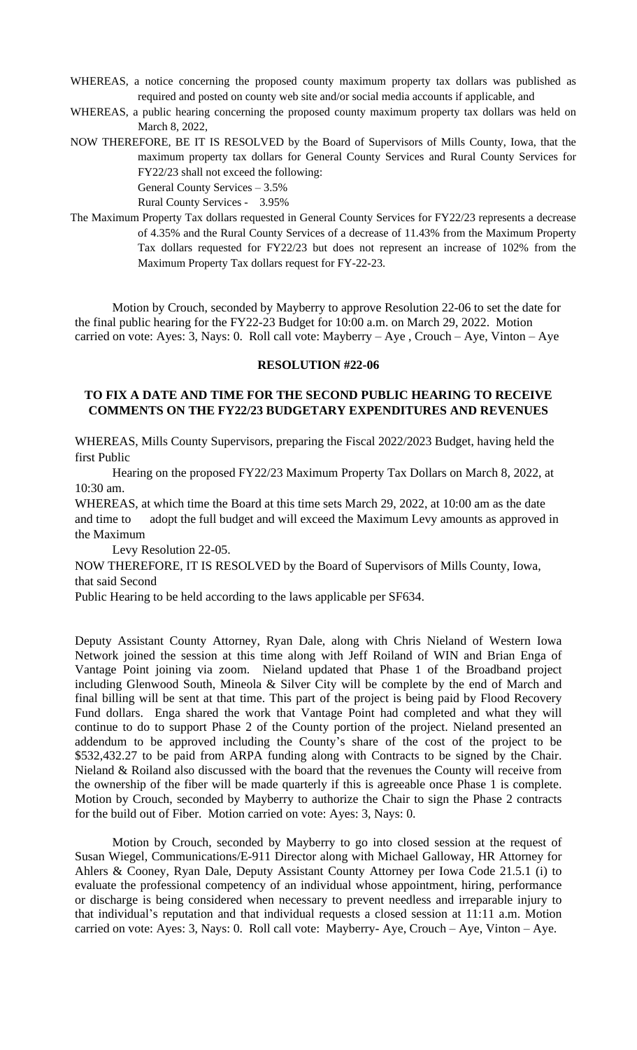WHEREAS, a notice concerning the proposed county maximum property tax dollars was published as required and posted on county web site and/or social media accounts if applicable, and

WHEREAS, a public hearing concerning the proposed county maximum property tax dollars was held on March 8, 2022,

NOW THEREFORE, BE IT RESOLVED by the Board of Supervisors of Mills County, Iowa, that the maximum property tax dollars for General County Services and Rural County Services for FY22/23 shall not exceed the following:

General County Services – 3.5%

Rural County Services - 3.95%

The Maximum Property Tax dollars requested in General County Services for FY22/23 represents a decrease of 4.35% and the Rural County Services of a decrease of 11.43% from the Maximum Property Tax dollars requested for FY22/23 but does not represent an increase of 102% from the Maximum Property Tax dollars request for FY-22-23.

Motion by Crouch, seconded by Mayberry to approve Resolution 22-06 to set the date for the final public hearing for the FY22-23 Budget for 10:00 a.m. on March 29, 2022. Motion carried on vote: Ayes: 3, Nays: 0. Roll call vote: Mayberry – Aye , Crouch – Aye, Vinton – Aye

**RESOLUTION #22-06**

**TO FIX A DATE AND TIME FOR THE SECOND PUBLIC HEARING TO RECEIVE COMMENTS ON THE FY22/23 BUDGETARY EXPENDITURES AND REVENUES**

WHEREAS, Mills County Supervisors, preparing the Fiscal 2022/2023 Budget, having held the first Public

Hearing on the proposed FY22/23 Maximum Property Tax Dollars on March 8, 2022, at 10:30 am.

WHEREAS, at which time the Board at this time sets March 29, 2022, at 10:00 am as the date and time to adopt the full budget and will exceed the Maximum Levy amounts as approved in the Maximum

Levy Resolution 22-05.

NOW THEREFORE, IT IS RESOLVED by the Board of Supervisors of Mills County, Iowa, that said Second

Public Hearing to be held according to the laws applicable per SF634.

Deputy Assistant County Attorney, Ryan Dale, along with Chris Nieland of Western Iowa Network joined the session at this time along with Jeff Roiland of WIN and Brian Enga of Vantage Point joining via zoom. Nieland updated that Phase 1 of the Broadband project including Glenwood South, Mineola & Silver City will be complete by the end of March and final billing will be sent at that time. This part of the project is being paid by Flood Recovery Fund dollars. Enga shared the work that Vantage Point had completed and what they will continue to do to support Phase 2 of the County portion of the project. Nieland presented an addendum to be approved including the County's share of the cost of the project to be $532,432.27 to be paid from ARPA funding along with Contracts to be signed by the Chair. Nieland & Roiland also discussed with the board that the revenues the County will receive from the ownership of the fiber will be made quarterly if this is agreeable once Phase 1 is complete. Motion by Crouch, seconded by Mayberry to authorize the Chair to sign the Phase 2 contracts for the build out of Fiber. Motion carried on vote: Ayes: 3, Nays: 0.

Motion by Crouch, seconded by Mayberry to go into closed session at the request of Susan Wiegel, Communications/E-911 Director along with Michael Galloway, HR Attorney for Ahlers & Cooney, Ryan Dale, Deputy Assistant County Attorney per Iowa Code 21.5.1 (i) to evaluate the professional competency of an individual whose appointment, hiring, performance or discharge is being considered when necessary to prevent needless and irreparable injury to that individual's reputation and that individual requests a closed session at 11:11 a.m. Motion carried on vote: Ayes: 3, Nays: 0. Roll call vote: Mayberry- Aye, Crouch – Aye, Vinton – Aye.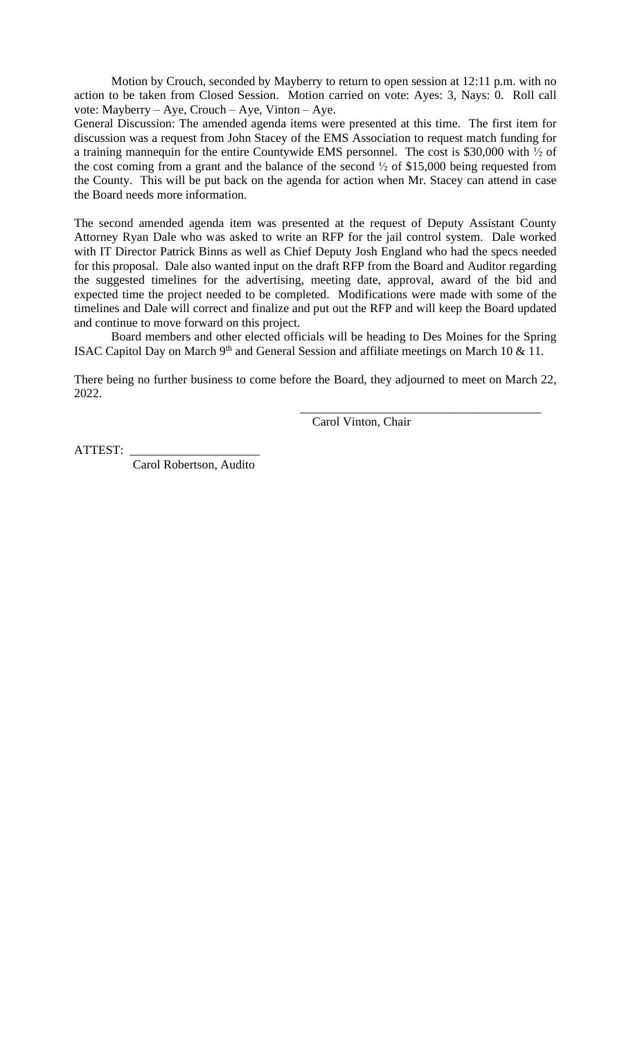Motion by Crouch, seconded by Mayberry to return to open session at 12:11 p.m. with no action to be taken from Closed Session. Motion carried on vote: Ayes: 3, Nays: 0. Roll call vote: Mayberry – Aye, Crouch – Aye, Vinton – Aye.

General Discussion: The amended agenda items were presented at this time. The first item for discussion was a request from John Stacey of the EMS Association to request match funding for a training mannequin for the entire Countywide EMS personnel. The cost is $30,000 with ½ of the cost coming from a grant and the balance of the second ½ of $15,000 being requested from the County. This will be put back on the agenda for action when Mr. Stacey can attend in case the Board needs more information.

The second amended agenda item was presented at the request of Deputy Assistant County Attorney Ryan Dale who was asked to write an RFP for the jail control system. Dale worked with IT Director Patrick Binns as well as Chief Deputy Josh England who had the specs needed for this proposal. Dale also wanted input on the draft RFP from the Board and Auditor regarding the suggested timelines for the advertising, meeting date, approval, award of the bid and expected time the project needed to be completed. Modifications were made with some of the timelines and Dale will correct and finalize and put out the RFP and will keep the Board updated and continue to move forward on this project.

Board members and other elected officials will be heading to Des Moines for the Spring ISAC Capitol Day on March 9th and General Session and affiliate meetings on March 10 & 11.

There being no further business to come before the Board, they adjourned to meet on March 22, 2022.

\_\_\_\_\_\_\_\_\_\_\_\_\_\_\_\_\_\_\_\_\_\_\_\_\_\_\_\_\_\_\_\_\_\_\_\_\_\_\_\_

Carol Vinton, Chair

ATTEST: \_\_\_\_\_\_\_\_\_\_\_\_\_\_\_\_\_\_\_\_\_

Carol Robertson, Audito